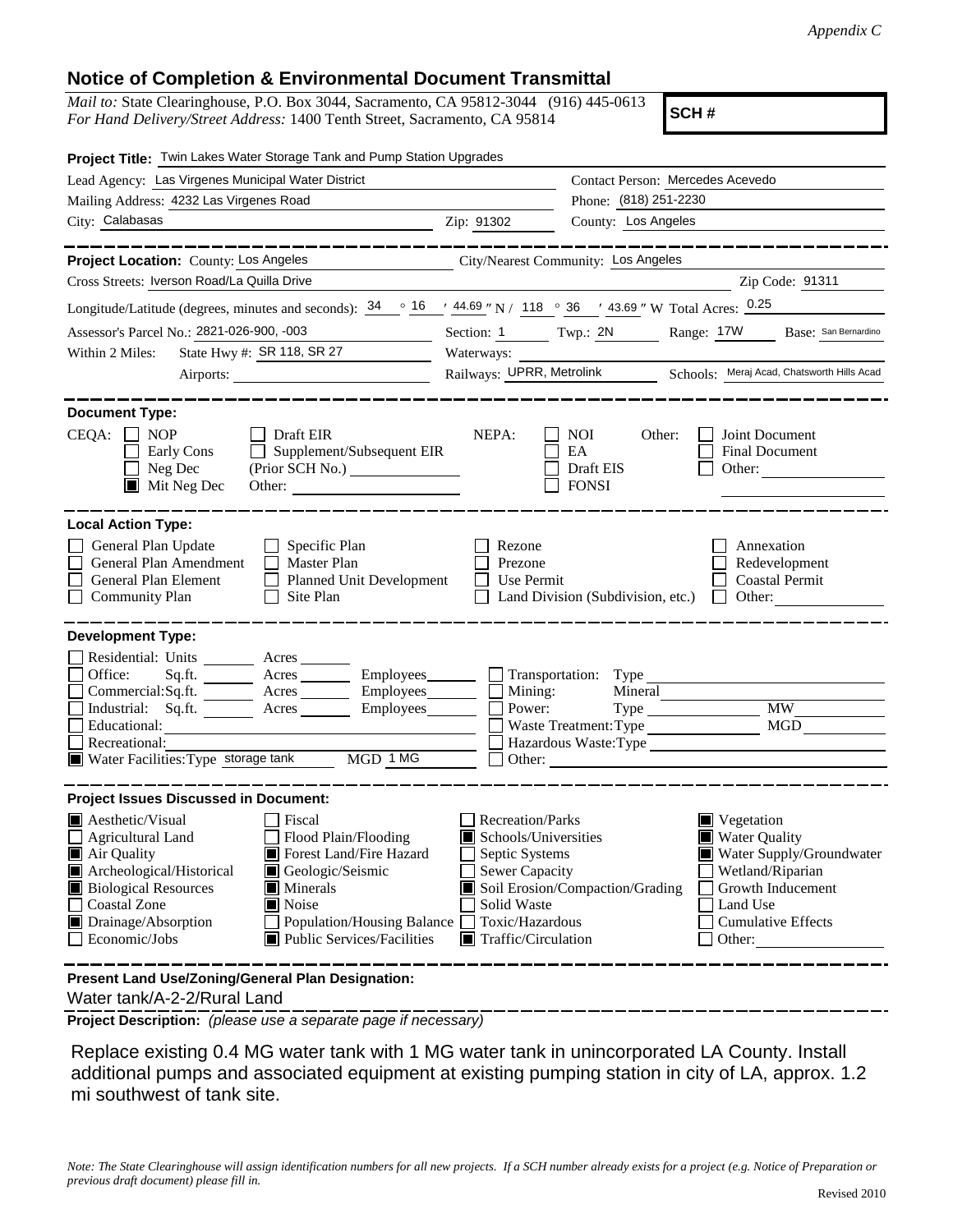*Appendix C*

## Notice of Completion & Environmental Document Transmittal

*Mail to:* State Clearinghouse, P.O. Box 3044, Sacramento, CA 95812-3044 (916) 445-0613
*For Hand Delivery/Street Address:* 1400 Tenth Street, Sacramento, CA 95814

**SCH #**

**Project Title:** Twin Lakes Water Storage Tank and Pump Station Upgrades

Lead Agency: Las Virgenes Municipal Water District
Contact Person: Mercedes Acevedo
Mailing Address: 4232 Las Virgenes Road
Phone: (818) 251-2230
City: Calabasas
Zip: 91302
County: Los Angeles

---

**Project Location:** County: Los Angeles
City/Nearest Community: Los Angeles
Cross Streets: Iverson Road/La Quilla Drive
Zip Code: 91311
Longitude/Latitude (degrees, minutes and seconds): 34 ° 16 ′ 44.69 ″ N / 118 ° 36 ′ 43.69 ″ W Total Acres: 0.25
Assessor's Parcel No.: 2821-026-900, -003
Section: 1 Twp.: 2N Range: 17W Base: San Bernardino
Within 2 Miles: State Hwy #: SR 118, SR 27
Waterways:
Airports:
Railways: UPRR, Metrolink
Schools: Meraj Acad, Chatsworth Hills Acad

---

**Document Type:**

CEQA:
- [ ] NOP
- [ ] Early Cons
- [ ] Neg Dec
- [x] Mit Neg Dec
- [ ] Draft EIR
- [ ] Supplement/Subsequent EIR (Prior SCH No.)
- Other:

NEPA:
- [ ] NOI
- [ ] EA
- [ ] Draft EIS
- [ ] FONSI

Other:
- [ ] Joint Document
- [ ] Final Document
- [ ] Other:

---

**Local Action Type:**

- [ ] General Plan Update
- [ ] General Plan Amendment
- [ ] General Plan Element
- [ ] Community Plan
- [ ] Specific Plan
- [ ] Master Plan
- [ ] Planned Unit Development
- [ ] Site Plan
- [ ] Rezone
- [ ] Prezone
- [ ] Use Permit
- [ ] Land Division (Subdivision, etc.)
- [ ] Annexation
- [ ] Redevelopment
- [ ] Coastal Permit
- [ ] Other:

---

**Development Type:**

- [ ] Residential: Units Acres
- [ ] Office: Sq.ft. Acres Employees
- [ ] Commercial: Sq.ft. Acres Employees
- [ ] Industrial: Sq.ft. Acres Employees
- [ ] Educational:
- [ ] Recreational:
- [x] Water Facilities: Type storage tank MGD 1 MG
- [ ] Transportation: Type
- [ ] Mining: Mineral
- [ ] Power: Type MW
- [ ] Waste Treatment: Type MGD
- [ ] Hazardous Waste: Type
- [ ] Other:

---

**Project Issues Discussed in Document:**

- [x] Aesthetic/Visual
- [ ] Agricultural Land
- [x] Air Quality
- [x] Archeological/Historical
- [x] Biological Resources
- [ ] Coastal Zone
- [x] Drainage/Absorption
- [ ] Economic/Jobs
- [ ] Fiscal
- [ ] Flood Plain/Flooding
- [x] Forest Land/Fire Hazard
- [x] Geologic/Seismic
- [x] Minerals
- [x] Noise
- [ ] Population/Housing Balance
- [x] Public Services/Facilities
- [ ] Recreation/Parks
- [x] Schools/Universities
- [ ] Septic Systems
- [ ] Sewer Capacity
- [x] Soil Erosion/Compaction/Grading
- [ ] Solid Waste
- [ ] Toxic/Hazardous
- [x] Traffic/Circulation
- [x] Vegetation
- [x] Water Quality
- [x] Water Supply/Groundwater
- [ ] Wetland/Riparian
- [ ] Growth Inducement
- [ ] Land Use
- [ ] Cumulative Effects
- [ ] Other:

---

**Present Land Use/Zoning/General Plan Designation:**
Water tank/A-2-2/Rural Land

**Project Description:** *(please use a separate page if necessary)*

Replace existing 0.4 MG water tank with 1 MG water tank in unincorporated LA County. Install additional pumps and associated equipment at existing pumping station in city of LA, approx. 1.2 mi southwest of tank site.

*Note: The State Clearinghouse will assign identification numbers for all new projects. If a SCH number already exists for a project (e.g. Notice of Preparation or previous draft document) please fill in.*

Revised 2010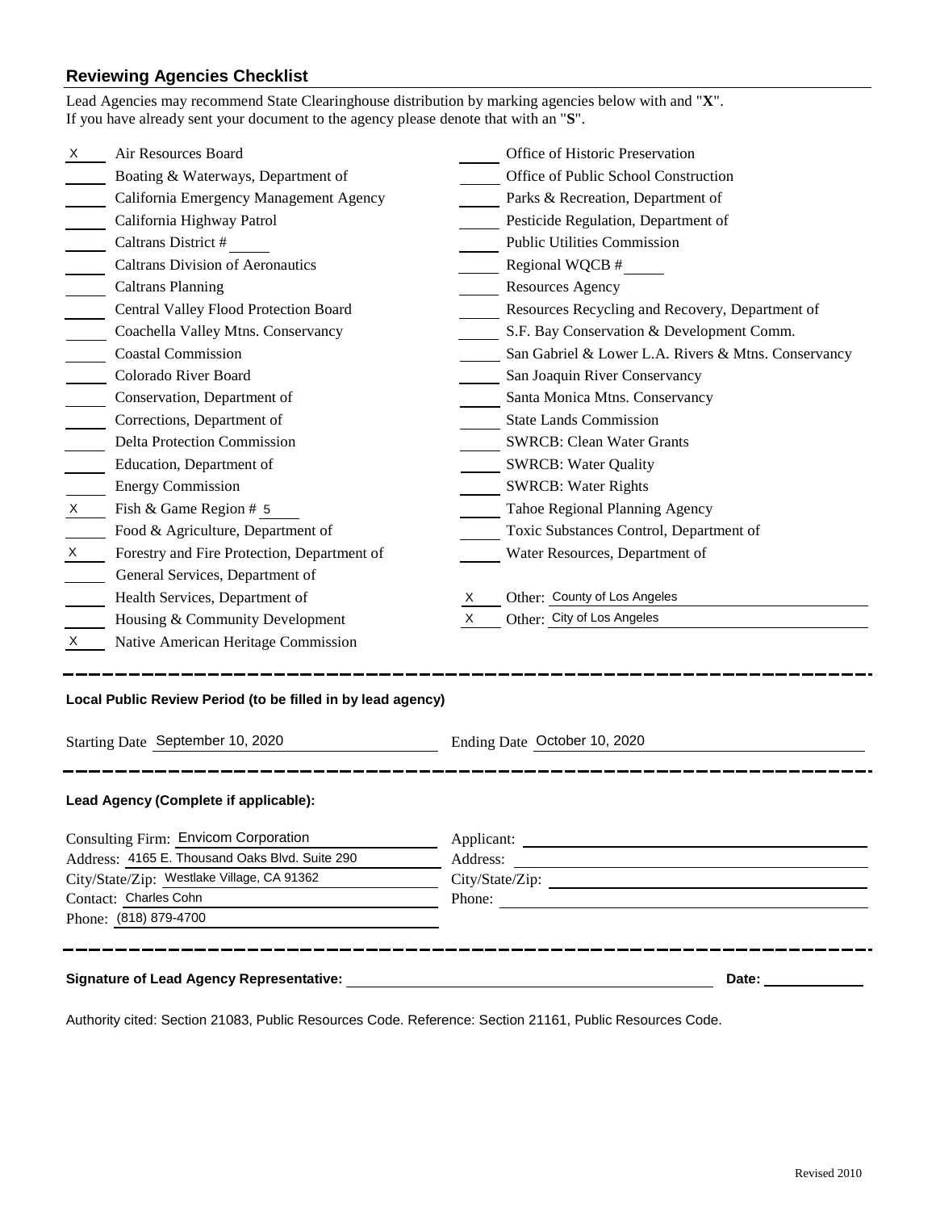## Reviewing Agencies Checklist

Lead Agencies may recommend State Clearinghouse distribution by marking agencies below with and "**X**".
If you have already sent your document to the agency please denote that with an "**S**".

| | | | |
|---|---|---|---|
| X | Air Resources Board | | Office of Historic Preservation |
| | Boating & Waterways, Department of | | Office of Public School Construction |
| | California Emergency Management Agency | | Parks & Recreation, Department of |
| | California Highway Patrol | | Pesticide Regulation, Department of |
| | Caltrans District # | | Public Utilities Commission |
| | Caltrans Division of Aeronautics | | Regional WQCB # |
| | Caltrans Planning | | Resources Agency |
| | Central Valley Flood Protection Board | | Resources Recycling and Recovery, Department of |
| | Coachella Valley Mtns. Conservancy | | S.F. Bay Conservation & Development Comm. |
| | Coastal Commission | | San Gabriel & Lower L.A. Rivers & Mtns. Conservancy |
| | Colorado River Board | | San Joaquin River Conservancy |
| | Conservation, Department of | | Santa Monica Mtns. Conservancy |
| | Corrections, Department of | | State Lands Commission |
| | Delta Protection Commission | | SWRCB: Clean Water Grants |
| | Education, Department of | | SWRCB: Water Quality |
| | Energy Commission | | SWRCB: Water Rights |
| X | Fish & Game Region # 5 | | Tahoe Regional Planning Agency |
| | Food & Agriculture, Department of | | Toxic Substances Control, Department of |
| X | Forestry and Fire Protection, Department of | | Water Resources, Department of |
| | General Services, Department of | | |
| | Health Services, Department of | X | Other: County of Los Angeles |
| | Housing & Community Development | X | Other: City of Los Angeles |
| X | Native American Heritage Commission | | |

**Local Public Review Period (to be filled in by lead agency)**

Starting Date September 10, 2020 Ending Date October 10, 2020

**Lead Agency (Complete if applicable):**

Consulting Firm: Envicom Corporation
Address: 4165 E. Thousand Oaks Blvd. Suite 290
City/State/Zip: Westlake Village, CA 91362
Contact: Charles Cohn
Phone: (818) 879-4700

Applicant:
Address:
City/State/Zip:
Phone:

**Signature of Lead Agency Representative:** **Date:**

Authority cited: Section 21083, Public Resources Code. Reference: Section 21161, Public Resources Code.

Revised 2010